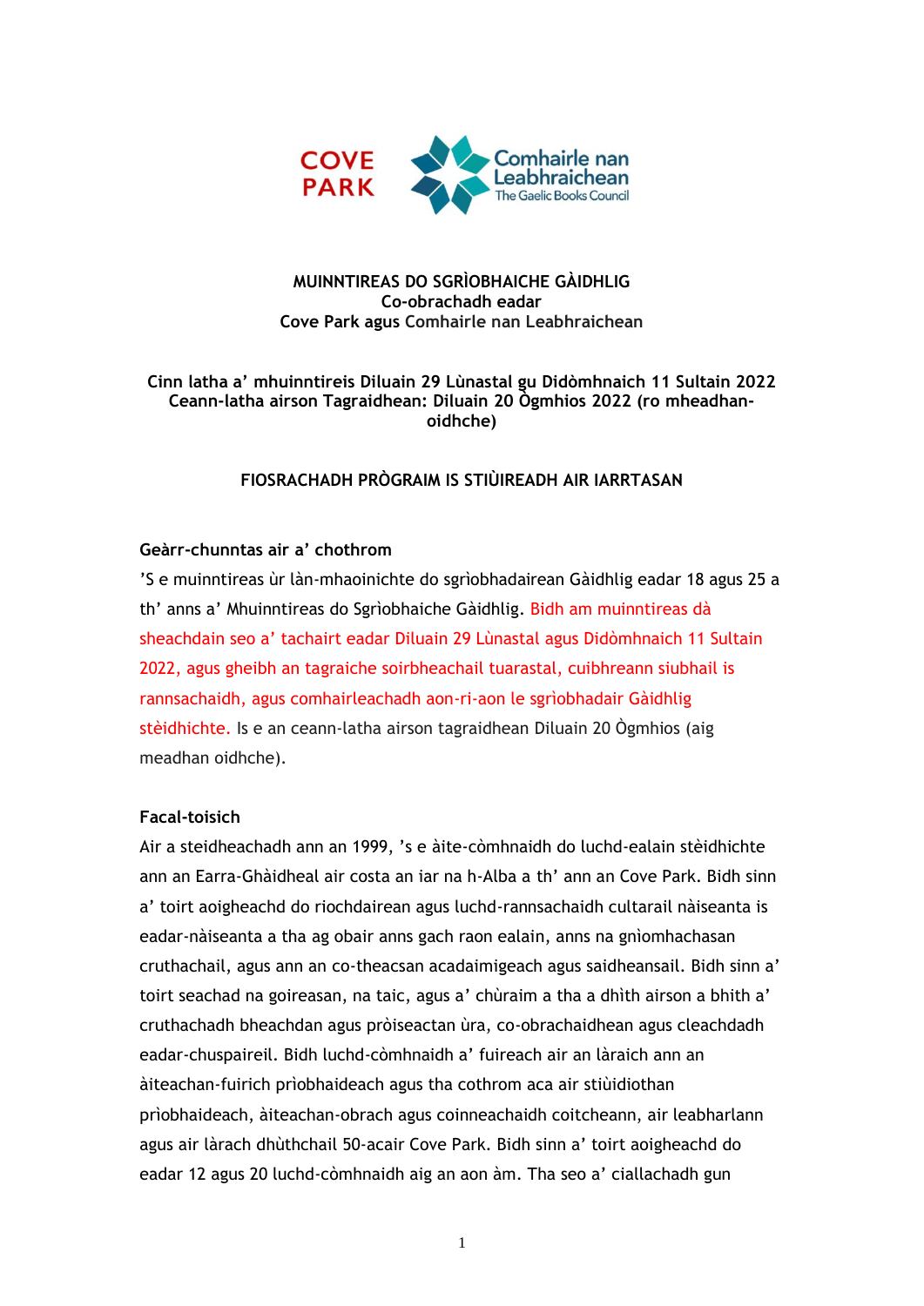COVE PARK

Comhairle nan Leabhraichean
The Gaelic Books Council

**MUINNTIREAS DO SGRÌOBHAICHE GÀIDHLIG**
**Co-obrachadh eadar**
**Cove Park agus Comhairle nan Leabhraichean**

**Cinn latha a' mhuinntireis Diluain 29 Lùnastal gu Didòmhnaich 11 Sultain 2022**
**Ceann-latha airson Tagraidhean: Diluain 20 Ògmhios 2022 (ro mheadhan-oidhche)**

**FIOSRACHADH PRÒGRAIM IS STIÙIREADH AIR IARRTASAN**

**Geàrr-chunntas air a' chothrom**

'S e muinntireas ùr làn-mhaoinichte do sgrìobhadairean Gàidhlig eadar 18 agus 25 a th' anns a' Mhuinntireas do Sgrìobhaiche Gàidhlig. Bidh am muinntireas dà sheachdain seo a' tachairt eadar Diluain 29 Lùnastal agus Didòmhnaich 11 Sultain 2022, agus gheibh an tagraiche soirbheachail tuarastal, cuibhreann siubhail is rannsachaidh, agus comhairleachadh aon-ri-aon le sgrìobhadair Gàidhlig stèidhichte. Is e an ceann-latha airson tagraidhean Diluain 20 Ògmhios (aig meadhan oidhche).

**Facal-toisich**

Air a steidheachadh ann an 1999, 's e àite-còmhnaidh do luchd-ealain stèidhichte ann an Earra-Ghàidheal air costa an iar na h-Alba a th' ann an Cove Park. Bidh sinn a' toirt aoigheachd do riochdairean agus luchd-rannsachaidh cultarail nàiseanta is eadar-nàiseanta a tha ag obair anns gach raon ealain, anns na gnìomhachasan cruthachail, agus ann an co-theacsan acadaimigeach agus saidheansail. Bidh sinn a' toirt seachad na goireasan, na taic, agus a' chùraim a tha a dhìth airson a bhith a' cruthachadh bheachdan agus pròiseactan ùra, co-obrachaidhean agus cleachdadh eadar-chuspaireil. Bidh luchd-còmhnaidh a' fuireach air an làraich ann an àiteachan-fuirich prìobhaideach agus tha cothrom aca air stiùidiothan prìobhaideach, àiteachan-obrach agus coinneachaidh coitcheann, air leabharlann agus air làrach dhùthchail 50-acair Cove Park. Bidh sinn a' toirt aoigheachd do eadar 12 agus 20 luchd-còmhnaidh aig an aon àm. Tha seo a' ciallachadh gun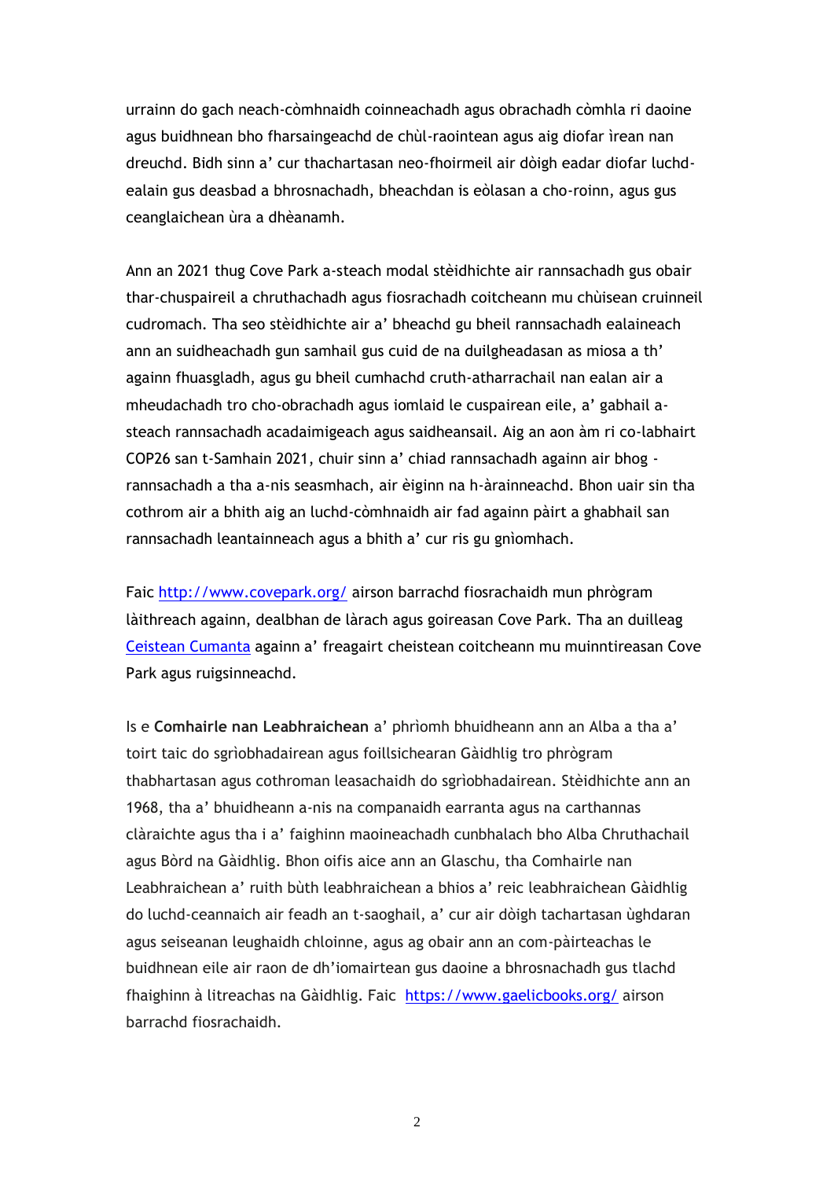urrainn do gach neach-còmhnaidh coinneachadh agus obrachadh còmhla ri daoine agus buidhnean bho fharsaingeachd de chùl-raointean agus aig diofar ìrean nan dreuchd. Bidh sinn a' cur thachartasan neo-fhoirmeil air dòigh eadar diofar luchd-ealain gus deasbad a bhrosnachadh, bheachdan is eòlasan a cho-roinn, agus gus ceanglaichean ùra a dhèanamh.

Ann an 2021 thug Cove Park a-steach modal stèidhichte air rannsachadh gus obair thar-chuspaireil a chruthachadh agus fiosrachadh coitcheann mu chùisean cruinneil cudromach. Tha seo stèidhichte air a' bheachd gu bheil rannsachadh ealaineach ann an suidheachadh gun samhail gus cuid de na duilgheadasan as miosa a th' againn fhuasgladh, agus gu bheil cumhachd cruth-atharrachail nan ealan air a mheudachadh tro cho-obrachadh agus iomlaid le cuspairean eile, a' gabhail a-steach rannsachadh acadaimigeach agus saidheansail. Aig an aon àm ri co-labhairt COP26 san t-Samhain 2021, chuir sinn a' chiad rannsachadh againn air bhog - rannsachadh a tha a-nis seasmhach, air èiginn na h-àrainneachd. Bhon uair sin tha cothrom air a bhith aig an luchd-còmhnaidh air fad againn pàirt a ghabhail san rannsachadh leantainneach agus a bhith a' cur ris gu gnìomhach.

Faic [http://www.covepark.org/](http://www.covepark.org/) airson barrachd fiosrachaidh mun phrògram làithreach againn, dealbhan de làrach agus goireasan Cove Park. Tha an duilleag [Ceistean Cumanta]() againn a' freagairt cheistean coitcheann mu muinntireasan Cove Park agus ruigsinneachd.

Is e **Comhairle nan Leabhraichean** a' phrìomh bhuidheann ann an Alba a tha a' toirt taic do sgrìobhadairean agus foillsichearan Gàidhlig tro phrògram thabhartasan agus cothroman leasachaidh do sgrìobhadairean. Stèidhichte ann an 1968, tha a' bhuidheann a-nis na companaidh earranta agus na carthannas clàraichte agus tha i a' faighinn maoineachadh cunbhalach bho Alba Chruthachail agus Bòrd na Gàidhlig. Bhon oifis aice ann an Glaschu, tha Comhairle nan Leabhraichean a' ruith bùth leabhraichean a bhios a' reic leabhraichean Gàidhlig do luchd-ceannaich air feadh an t-saoghail, a' cur air dòigh tachartasan ùghdaran agus seiseanan leughaidh chloinne, agus ag obair ann an com-pàirteachas le buidhnean eile air raon de dh'iomairtean gus daoine a bhrosnachadh gus tlachd fhaighinn à litreachas na Gàidhlig. Faic [https://www.gaelicbooks.org/](https://www.gaelicbooks.org/) airson barrachd fiosrachaidh.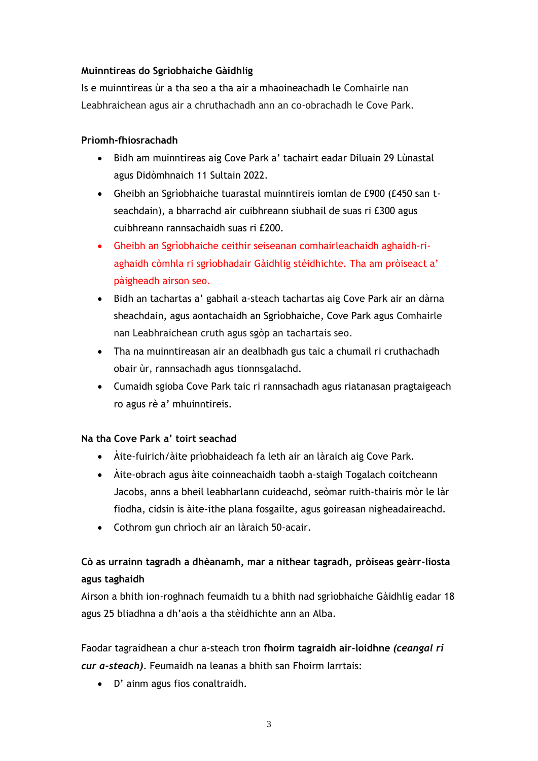**Muinntireas do Sgrìobhaiche Gàidhlig**

Is e muinntireas ùr a tha seo a tha air a mhaoineachadh le Comhairle nan Leabhraichean agus air a chruthachadh ann an co-obrachadh le Cove Park.

**Prìomh-fhiosrachadh**

- Bidh am muinntireas aig Cove Park a' tachairt eadar Diluain 29 Lùnastal agus Didòmhnaich 11 Sultain 2022.
- Gheibh an Sgrìobhaiche tuarastal muinntireis iomlan de £900 (£450 san t-seachdain), a bharrachd air cuibhreann siubhail de suas ri £300 agus cuibhreann rannsachaidh suas ri £200.
- Gheibh an Sgrìobhaiche ceithir seiseanan comhairleachaidh aghaidh-ri-aghaidh còmhla ri sgrìobhadair Gàidhlig stèidhichte. Tha am pròiseact a' pàigheadh airson seo.
- Bidh an tachartas a' gabhail a-steach tachartas aig Cove Park air an dàrna sheachdain, agus aontachaidh an Sgrìobhaiche, Cove Park agus Comhairle nan Leabhraichean cruth agus sgòp an tachartais seo.
- Tha na muinntireasan air an dealbhadh gus taic a chumail ri cruthachadh obair ùr, rannsachadh agus tionnsgalachd.
- Cumaidh sgioba Cove Park taic ri rannsachadh agus riatanasan pragtaigeach ro agus rè a' mhuinntireis.

**Na tha Cove Park a' toirt seachad**

- Àite-fuirich/àite prìobhaideach fa leth air an làraich aig Cove Park.
- Àite-obrach agus àite coinneachaidh taobh a-staigh Togalach coitcheann Jacobs, anns a bheil leabharlann cuideachd, seòmar ruith-thairis mòr le làr fiodha, cidsin is àite-ithe plana fosgailte, agus goireasan nigheadaireachd.
- Cothrom gun chrìoch air an làraich 50-acair.

**Cò as urrainn tagradh a dhèanamh, mar a nithear tagradh, pròiseas geàrr-liosta agus taghaidh**

Airson a bhith ion-roghnach feumaidh tu a bhith nad sgrìobhaiche Gàidhlig eadar 18 agus 25 bliadhna a dh'aois a tha stèidhichte ann an Alba.

Faodar tagraidhean a chur a-steach tron **fhoirm tagraidh air-loidhne** ***(ceangal ri cur a-steach)***. Feumaidh na leanas a bhith san Fhoirm Iarrtais:

- D' ainm agus fios conaltraidh.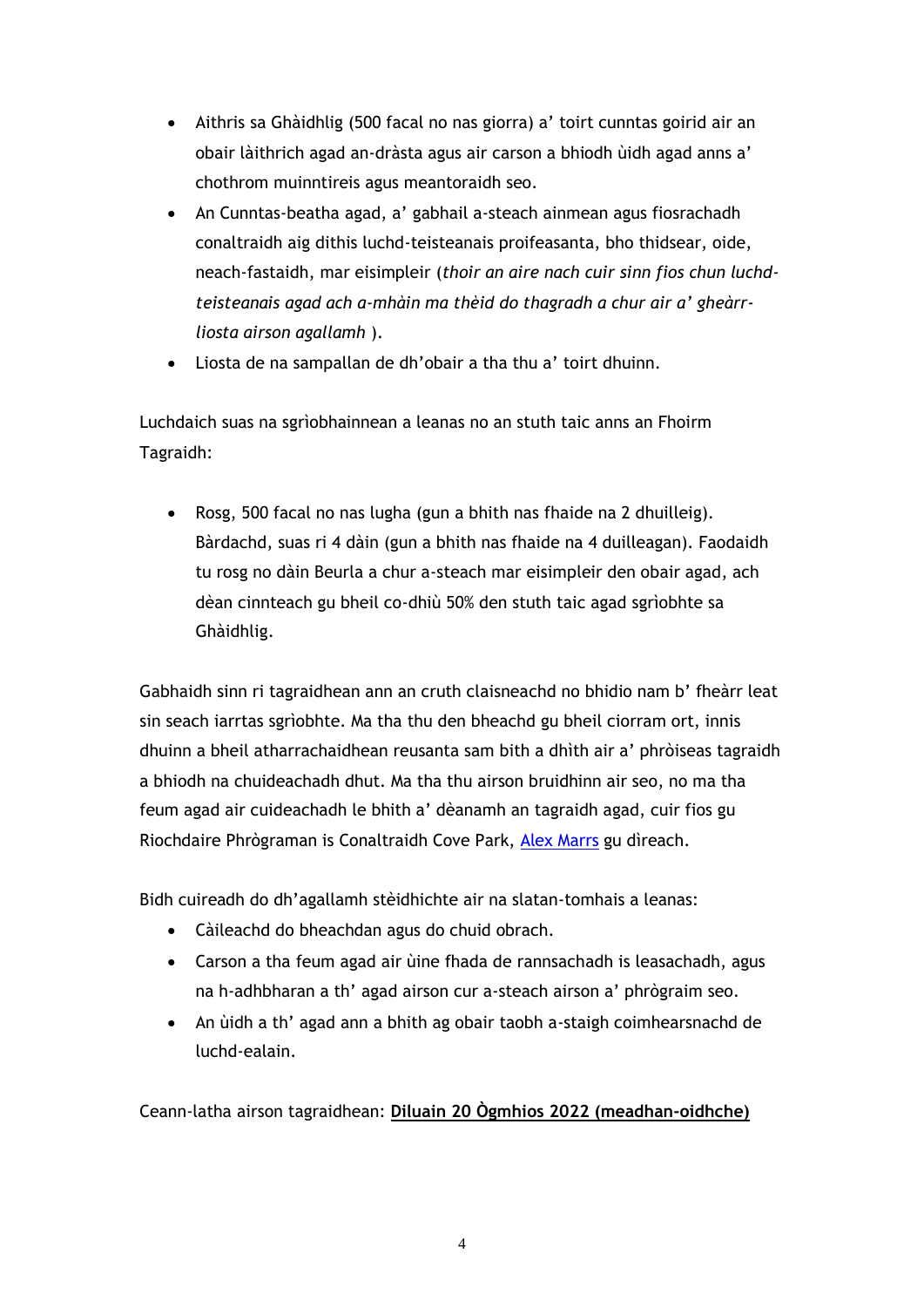- Aithris sa Ghàidhlig (500 facal no nas giorra) a' toirt cunntas goirid air an obair làithrich agad an-dràsta agus air carson a bhiodh ùidh agad anns a' chothrom muinntireis agus meantoraidh seo.
- An Cunntas-beatha agad, a' gabhail a-steach ainmean agus fiosrachadh conaltraidh aig dithis luchd-teisteanais proifeasanta, bho thidsear, oide, neach-fastaidh, mar eisimpleir (*thoir an aire nach cuir sinn fios chun luchd-teisteanais agad ach a-mhàin ma thèid do thagradh a chur air a' gheàrr-liosta airson agallamh* ).
- Liosta de na sampallan de dh'obair a tha thu a' toirt dhuinn.

Luchdaich suas na sgrìobhainnean a leanas no an stuth taic anns an Fhoirm Tagraidh:

- Rosg, 500 facal no nas lugha (gun a bhith nas fhaide na 2 dhuilleig). Bàrdachd, suas ri 4 dàin (gun a bhith nas fhaide na 4 duilleagan). Faodaidh tu rosg no dàin Beurla a chur a-steach mar eisimpleir den obair agad, ach dèan cinnteach gu bheil co-dhiù 50% den stuth taic agad sgrìobhte sa Ghàidhlig.

Gabhaidh sinn ri tagraidhean ann an cruth claisneachd no bhidio nam b' fheàrr leat sin seach iarrtas sgrìobhte. Ma tha thu den bheachd gu bheil ciorram ort, innis dhuinn a bheil atharrachaidhean reusanta sam bith a dhìth air a' phròiseas tagraidh a bhiodh na chuideachadh dhut. Ma tha thu airson bruidhinn air seo, no ma tha feum agad air cuideachadh le bhith a' dèanamh an tagraidh agad, cuir fios gu Riochdaire Phrògraman is Conaltraidh Cove Park, Alex Marrs gu dìreach.

Bidh cuireadh do dh'agallamh stèidhichte air na slatan-tomhais a leanas:

- Càileachd do bheachdan agus do chuid obrach.
- Carson a tha feum agad air ùine fhada de rannsachadh is leasachadh, agus na h-adhbharan a th' agad airson cur a-steach airson a' phrògraim seo.
- An ùidh a th' agad ann a bhith ag obair taobh a-staigh coimhearsnachd de luchd-ealain.

Ceann-latha airson tagraidhean: **Diluain 20 Ògmhios 2022 (meadhan-oidhche)**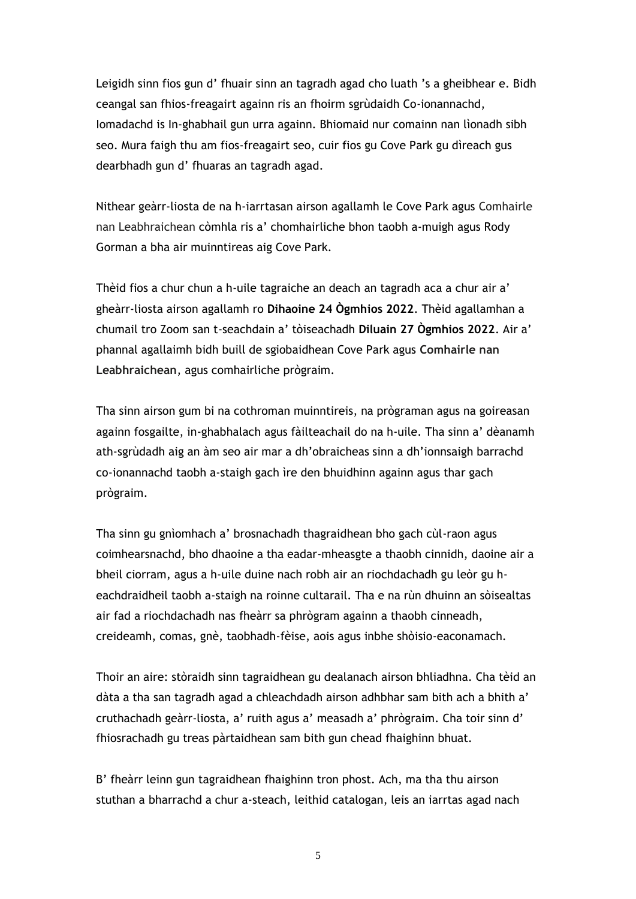Leigidh sinn fios gun d' fhuair sinn an tagradh agad cho luath 's a gheibhear e. Bidh ceangal san fhios-freagairt againn ris an fhoirm sgrùdaidh Co-ionannachd, Iomadachd is In-ghabhail gun urra againn. Bhiomaid nur comainn nan lìonadh sibh seo. Mura faigh thu am fios-freagairt seo, cuir fios gu Cove Park gu dìreach gus dearbhadh gun d' fhuaras an tagradh agad.

Nithear geàrr-liosta de na h-iarrtasan airson agallamh le Cove Park agus Comhairle nan Leabhraichean còmhla ris a' chomhairliche bhon taobh a-muigh agus Rody Gorman a bha air muinntireas aig Cove Park.

Thèid fios a chur chun a h-uile tagraiche an deach an tagradh aca a chur air a' gheàrr-liosta airson agallamh ro **Dihaoine 24 Ògmhios 2022**. Thèid agallamhan a chumail tro Zoom san t-seachdain a' tòiseachadh **Diluain 27 Ògmhios 2022**. Air a' phannal agallaimh bidh buill de sgiobaidhean Cove Park agus **Comhairle nan Leabhraichean**, agus comhairliche prògraim.

Tha sinn airson gum bi na cothroman muinntireis, na prògraman agus na goireasan againn fosgailte, in-ghabhalach agus fàilteachail do na h-uile. Tha sinn a' dèanamh ath-sgrùdadh aig an àm seo air mar a dh'obraicheas sinn a dh'ionnsaigh barrachd co-ionannachd taobh a-staigh gach ìre den bhuidhinn againn agus thar gach prògraim.

Tha sinn gu gnìomhach a' brosnachadh thagraidhean bho gach cùl-raon agus coimhearsnachd, bho dhaoine a tha eadar-mheasgte a thaobh cinnidh, daoine air a bheil ciorram, agus a h-uile duine nach robh air an riochdachadh gu leòr gu h-eachdraidheil taobh a-staigh na roinne cultarail. Tha e na rùn dhuinn an sòisealtas air fad a riochdachadh nas fheàrr sa phrògram againn a thaobh cinneadh, creideamh, comas, gnè, taobhadh-fèise, aois agus inbhe shòisio-eaconamach.

Thoir an aire: stòraidh sinn tagraidhean gu dealanach airson bhliadhna. Cha tèid an dàta a tha san tagradh agad a chleachdadh airson adhbhar sam bith ach a bhith a' cruthachadh geàrr-liosta, a' ruith agus a' measadh a' phrògraim. Cha toir sinn d' fhiosrachadh gu treas pàrtaidhean sam bith gun chead fhaighinn bhuat.

B' fheàrr leinn gun tagraidhean fhaighinn tron phost. Ach, ma tha thu airson stuthan a bharrachd a chur a-steach, leithid catalogan, leis an iarrtas agad nach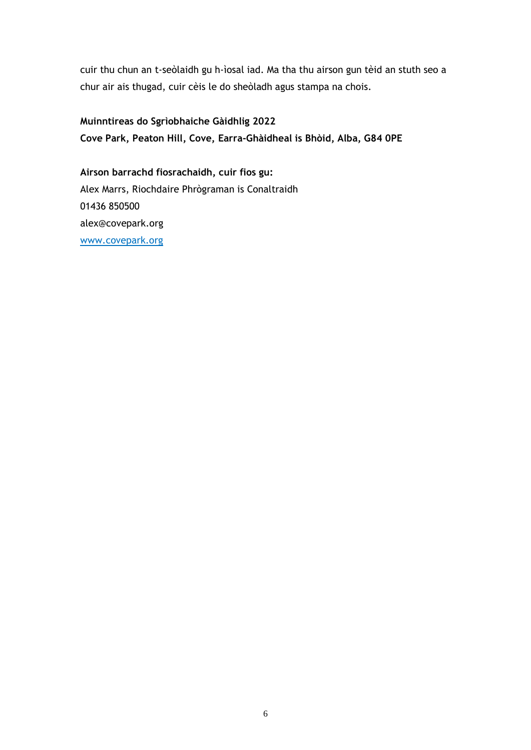cuir thu chun an t-seòlaidh gu h-ìosal iad. Ma tha thu airson gun tèid an stuth seo a chur air ais thugad, cuir cèis le do sheòladh agus stampa na chois.

**Muinntireas do Sgrìobhaiche Gàidhlig 2022**
**Cove Park, Peaton Hill, Cove, Earra-Ghàidheal is Bhòid, Alba, G84 0PE**

**Airson barrachd fiosrachaidh, cuir fios gu:**
Alex Marrs, Riochdaire Phrògraman is Conaltraidh
01436 850500
alex@covepark.org
www.covepark.org